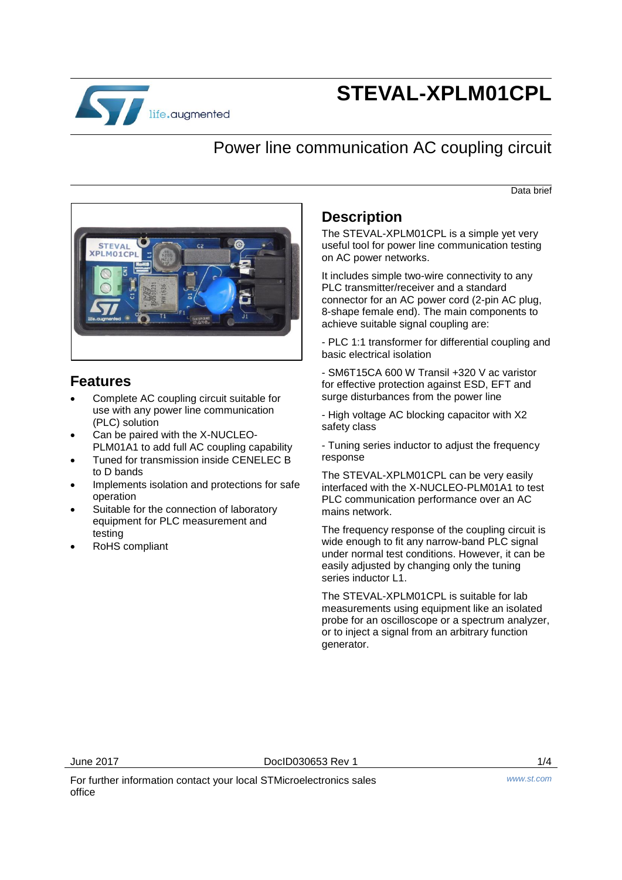# STEVAL-XPLM01CPL

## Power line communication AC coupling circuit

Data brief

## Features

- Complete AC coupling circuit suitable for use with any power line communication (PLC) solution
- Can be paired with the X-NUCLEO-PLM01A1 to add full AC coupling capability
- Tuned for transmission inside CENELEC B to D bands
- Implements isolation and protections for safe operation
- Suitable for the connection of laboratory equipment for PLC measurement and testing
- RoHS compliant

## Description

The STEVAL-XPLM01CPL is a simple yet very useful tool for power line communication testing on AC power networks.

It includes simple two-wire connectivity to any PLC transmitter/receiver and a standard connector for an AC power cord (2-pin AC plug, 8-shape female end). The main components to achieve suitable signal coupling are:

- PLC 1:1 transformer for differential coupling and basic electrical isolation

- SM6T15CA 600 W Transil +320 V ac varistor for effective protection against ESD, EFT and surge disturbances from the power line

- High voltage AC blocking capacitor with X2 safety class

- Tuning series inductor to adjust the frequency response

The STEVAL-XPLM01CPL can be very easily interfaced with the X-NUCLEO-PLM01A1 to test PLC communication performance over an AC mains network.

The frequency response of the coupling circuit is wide enough to fit any narrow-band PLC signal under normal test conditions. However, it can be easily adjusted by changing only the tuning series inductor L1.

The STEVAL-XPLM01CPL is suitable for lab measurements using equipment like an isolated probe for an oscilloscope or a spectrum analyzer, or to inject a signal from an arbitrary function generator.

For further information contact your local STMicroelectronics sales office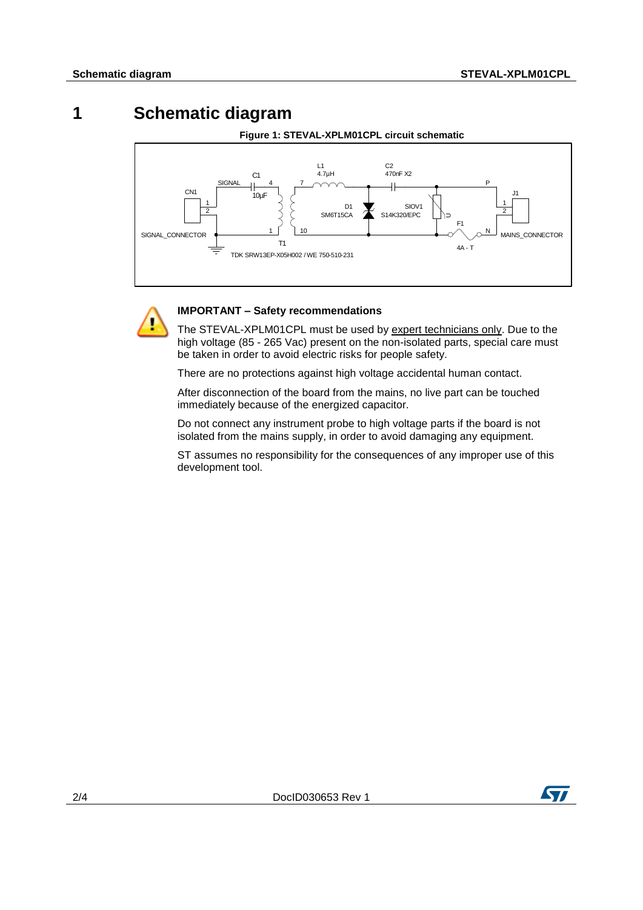# 1 Schematic diagram

**Figure 1: STEVAL-XPLM01CPL circuit schematic**

**IMPORTANT – Safety recommendations**

The STEVAL-XPLM01CPL must be used by expert technicians only. Due to the high voltage (85 - 265 Vac) present on the non-isolated parts, special care must be taken in order to avoid electric risks for people safety.

There are no protections against high voltage accidental human contact.

After disconnection of the board from the mains, no live part can be touched immediately because of the energized capacitor.

Do not connect any instrument probe to high voltage parts if the board is not isolated from the mains supply, in order to avoid damaging any equipment.

ST assumes no responsibility for the consequences of any improper use of this development tool.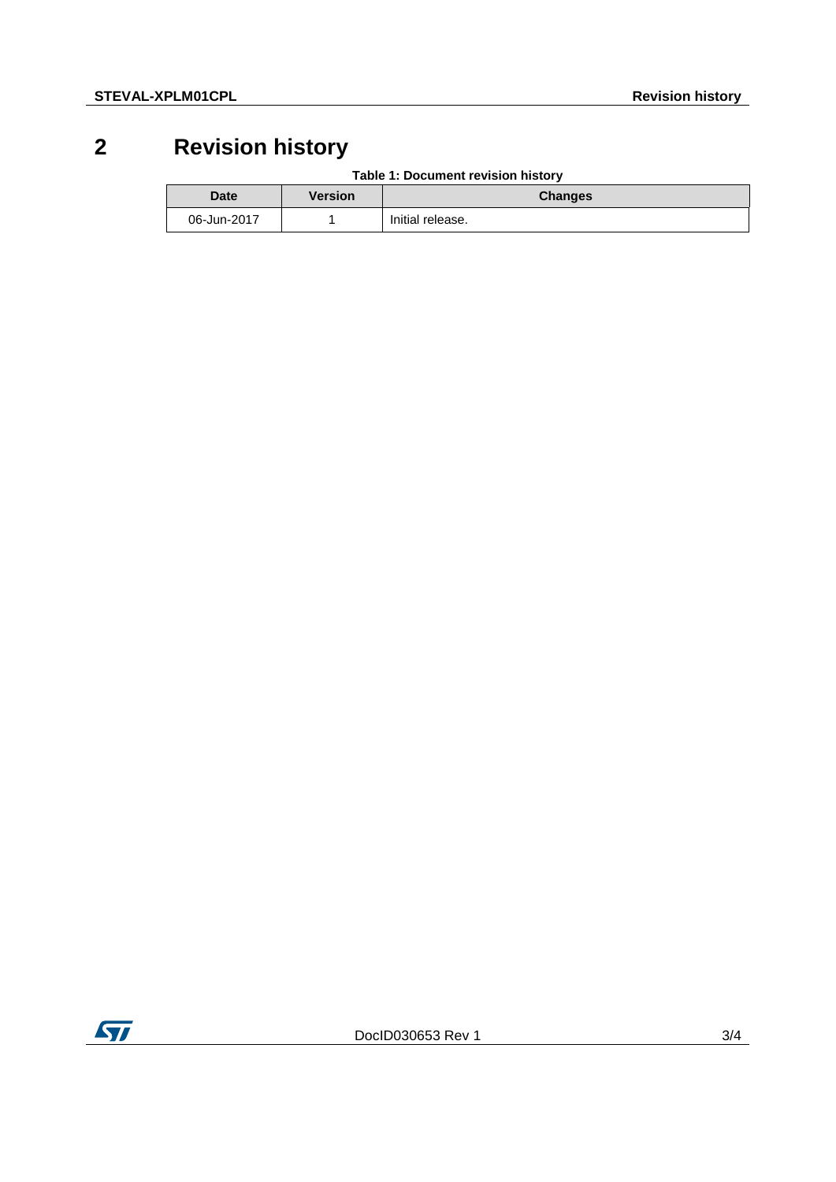# 2 Revision history

**Table 1: Document revision history**

| Date | Version | Changes |
| --- | --- | --- |
| 06-Jun-2017 | 1 | Initial release. |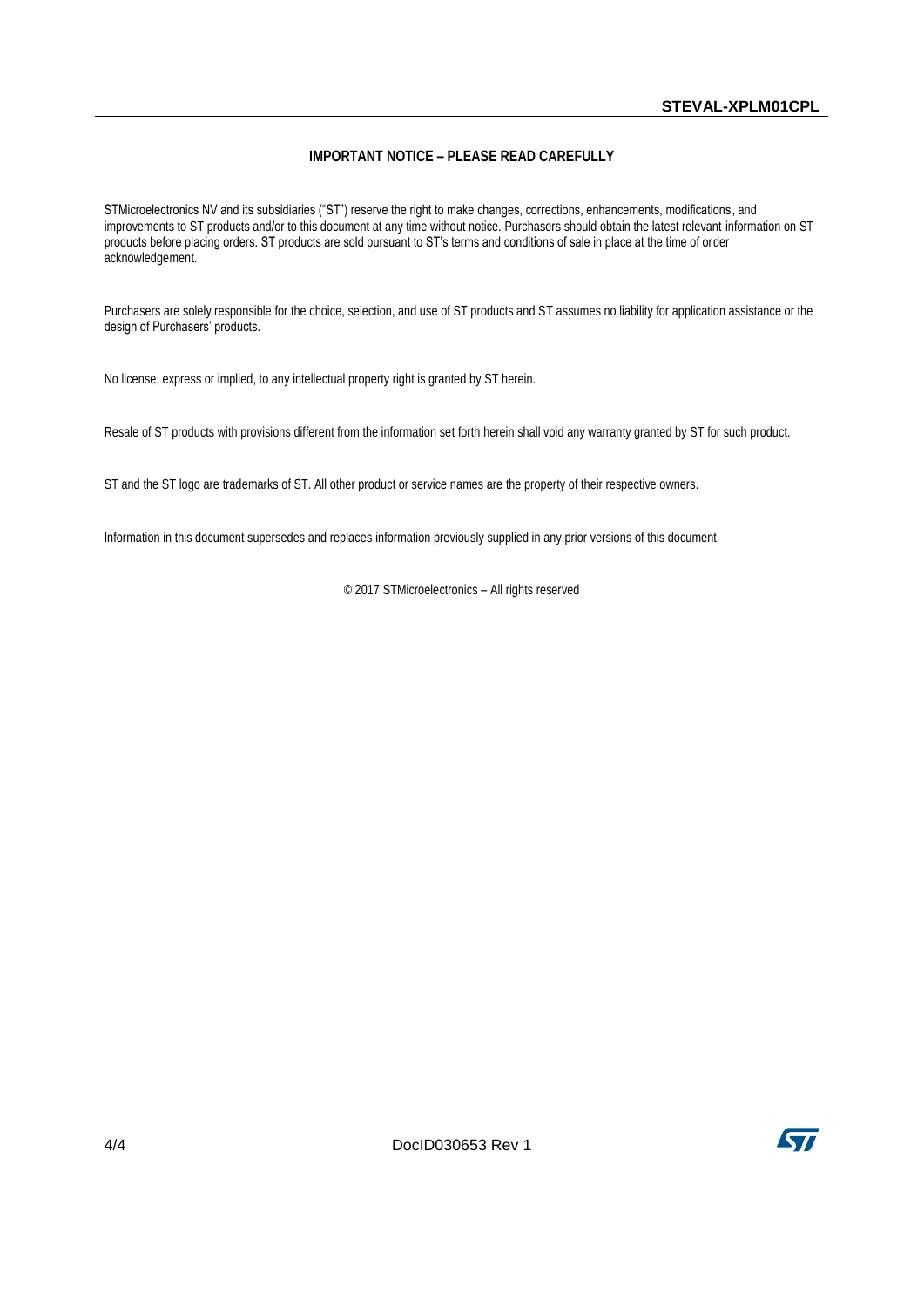**IMPORTANT NOTICE – PLEASE READ CAREFULLY**

STMicroelectronics NV and its subsidiaries ("ST") reserve the right to make changes, corrections, enhancements, modifications, and improvements to ST products and/or to this document at any time without notice. Purchasers should obtain the latest relevant information on ST products before placing orders. ST products are sold pursuant to ST's terms and conditions of sale in place at the time of order acknowledgement.

Purchasers are solely responsible for the choice, selection, and use of ST products and ST assumes no liability for application assistance or the design of Purchasers' products.

No license, express or implied, to any intellectual property right is granted by ST herein.

Resale of ST products with provisions different from the information set forth herein shall void any warranty granted by ST for such product.

ST and the ST logo are trademarks of ST. All other product or service names are the property of their respective owners.

Information in this document supersedes and replaces information previously supplied in any prior versions of this document.

© 2017 STMicroelectronics – All rights reserved